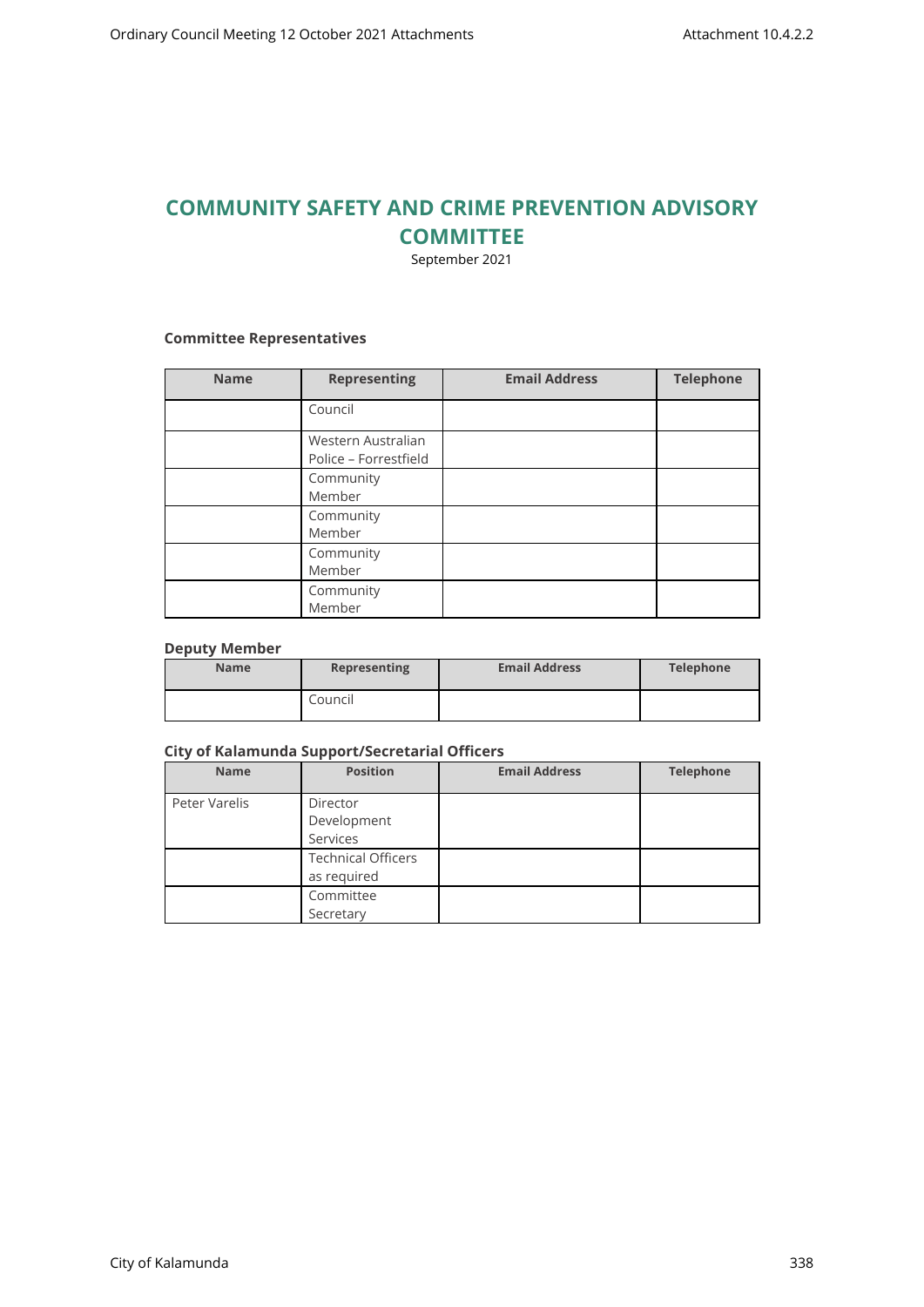# COMMUNITY SAFETY AND CRIME PREVENTION ADVISORY COMMITTEE

September 2021

**Committee Representatives**

| Name | Representing | Email Address | Telephone |
|---|---|---|---|
| | Council | | |
| | Western Australian Police – Forrestfield | | |
| | Community Member | | |
| | Community Member | | |
| | Community Member | | |
| | Community Member | | |

**Deputy Member**

| Name | Representing | Email Address | Telephone |
|---|---|---|---|
| | Council | | |

**City of Kalamunda Support/Secretarial Officers**

| Name | Position | Email Address | Telephone |
|---|---|---|---|
| Peter Varelis | Director Development Services | | |
| | Technical Officers as required | | |
| | Committee Secretary | | |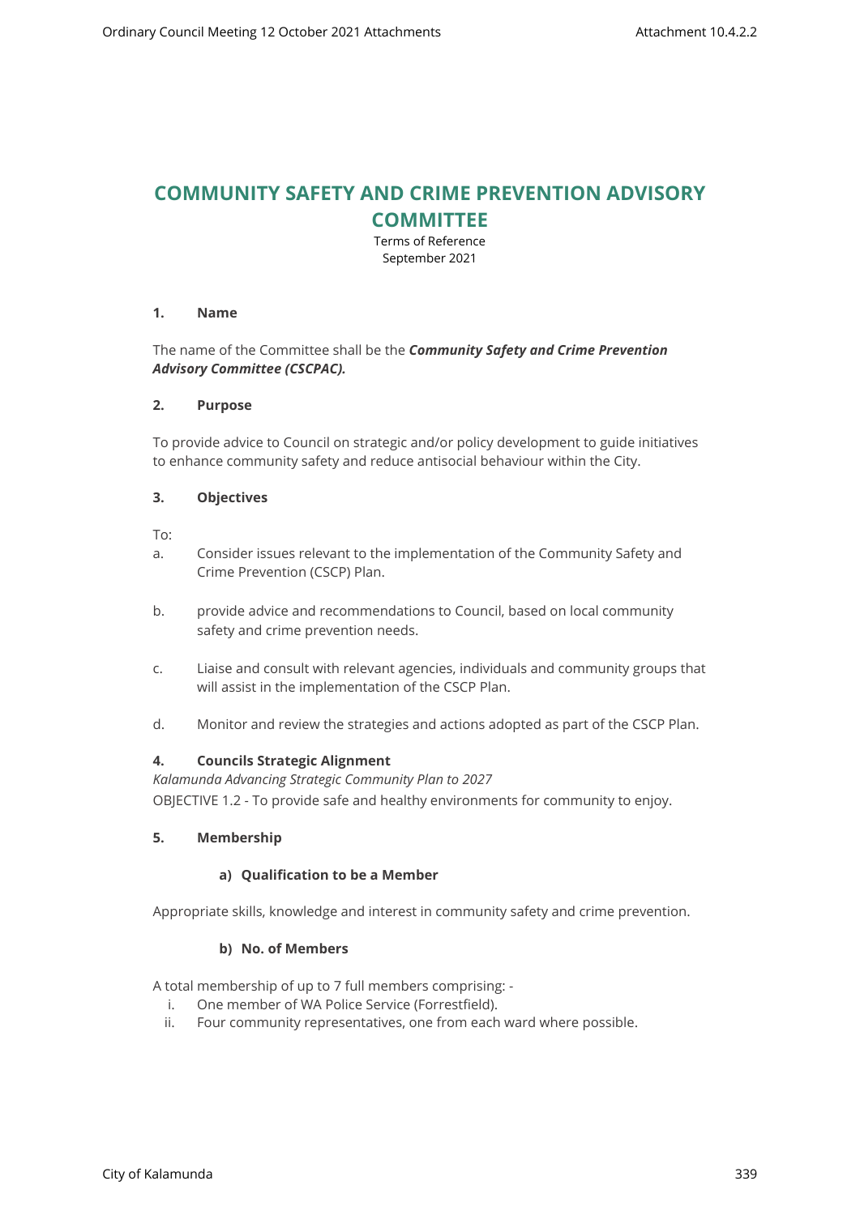# COMMUNITY SAFETY AND CRIME PREVENTION ADVISORY COMMITTEE

Terms of Reference
September 2021

## 1. Name

The name of the Committee shall be the ***Community Safety and Crime Prevention Advisory Committee (CSCPAC).***

## 2. Purpose

To provide advice to Council on strategic and/or policy development to guide initiatives to enhance community safety and reduce antisocial behaviour within the City.

## 3. Objectives

To:

a. Consider issues relevant to the implementation of the Community Safety and Crime Prevention (CSCP) Plan.

b. provide advice and recommendations to Council, based on local community safety and crime prevention needs.

c. Liaise and consult with relevant agencies, individuals and community groups that will assist in the implementation of the CSCP Plan.

d. Monitor and review the strategies and actions adopted as part of the CSCP Plan.

## 4. Councils Strategic Alignment

*Kalamunda Advancing Strategic Community Plan to 2027*

OBJECTIVE 1.2 - To provide safe and healthy environments for community to enjoy.

## 5. Membership

### a) Qualification to be a Member

Appropriate skills, knowledge and interest in community safety and crime prevention.

### b) No. of Members

A total membership of up to 7 full members comprising: -

i. One member of WA Police Service (Forrestfield).
ii. Four community representatives, one from each ward where possible.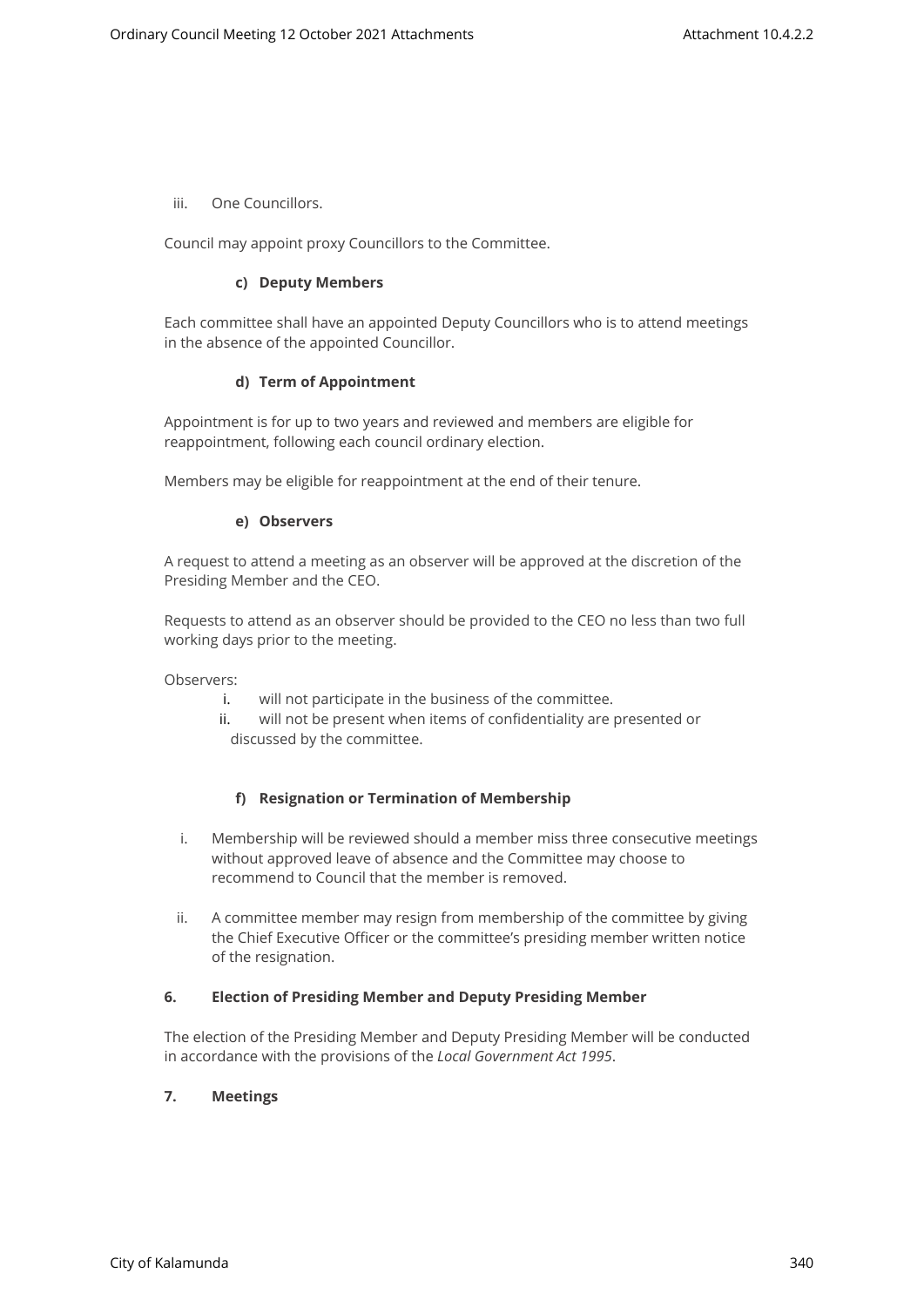iii. One Councillors.

Council may appoint proxy Councillors to the Committee.

**c) Deputy Members**

Each committee shall have an appointed Deputy Councillors who is to attend meetings in the absence of the appointed Councillor.

**d) Term of Appointment**

Appointment is for up to two years and reviewed and members are eligible for reappointment, following each council ordinary election.

Members may be eligible for reappointment at the end of their tenure.

**e) Observers**

A request to attend a meeting as an observer will be approved at the discretion of the Presiding Member and the CEO.

Requests to attend as an observer should be provided to the CEO no less than two full working days prior to the meeting.

Observers:

i. will not participate in the business of the committee.
ii. will not be present when items of confidentiality are presented or discussed by the committee.

**f) Resignation or Termination of Membership**

i. Membership will be reviewed should a member miss three consecutive meetings without approved leave of absence and the Committee may choose to recommend to Council that the member is removed.

ii. A committee member may resign from membership of the committee by giving the Chief Executive Officer or the committee's presiding member written notice of the resignation.

**6. Election of Presiding Member and Deputy Presiding Member**

The election of the Presiding Member and Deputy Presiding Member will be conducted in accordance with the provisions of the *Local Government Act 1995*.

**7. Meetings**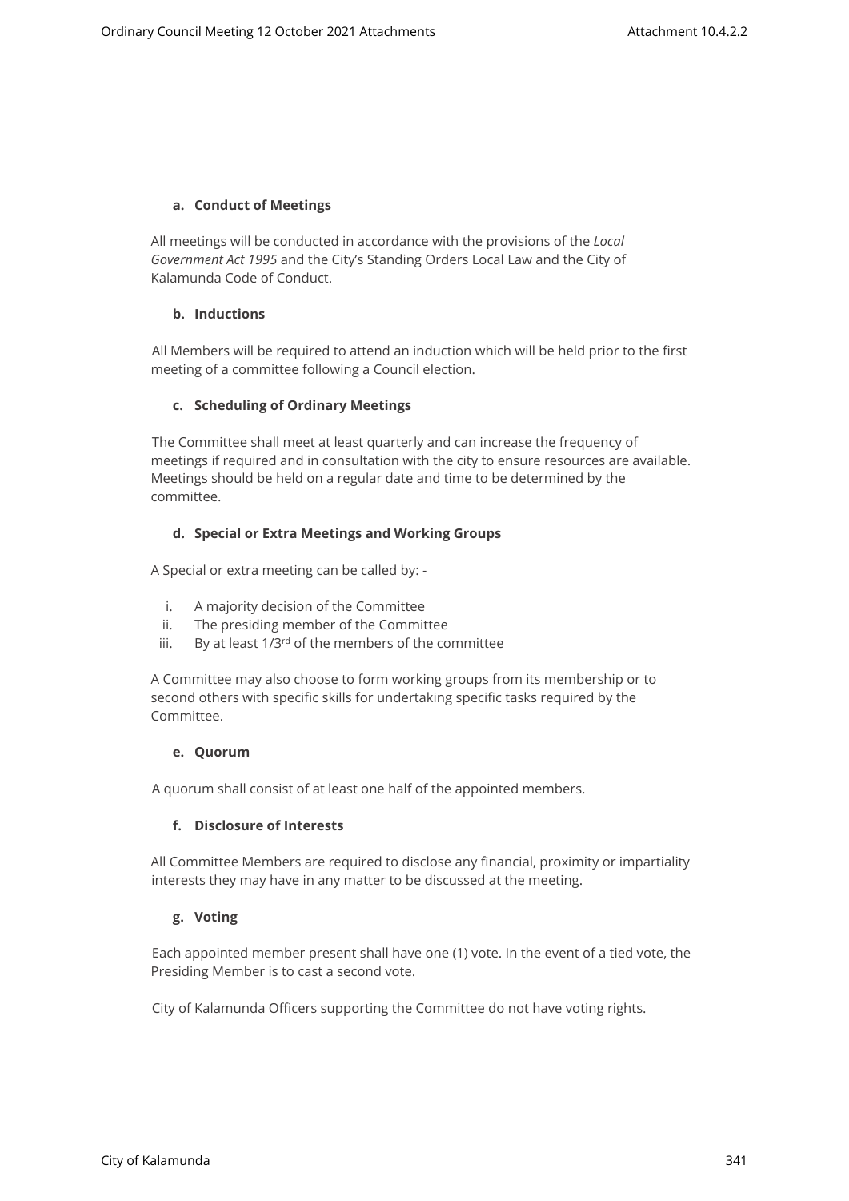#### a. Conduct of Meetings

All meetings will be conducted in accordance with the provisions of the *Local Government Act 1995* and the City's Standing Orders Local Law and the City of Kalamunda Code of Conduct.

#### b. Inductions

All Members will be required to attend an induction which will be held prior to the first meeting of a committee following a Council election.

#### c. Scheduling of Ordinary Meetings

The Committee shall meet at least quarterly and can increase the frequency of meetings if required and in consultation with the city to ensure resources are available. Meetings should be held on a regular date and time to be determined by the committee.

#### d. Special or Extra Meetings and Working Groups

A Special or extra meeting can be called by: -

i. A majority decision of the Committee
ii. The presiding member of the Committee
iii. By at least 1/3rd of the members of the committee

A Committee may also choose to form working groups from its membership or to second others with specific skills for undertaking specific tasks required by the Committee.

#### e. Quorum

A quorum shall consist of at least one half of the appointed members.

#### f. Disclosure of Interests

All Committee Members are required to disclose any financial, proximity or impartiality interests they may have in any matter to be discussed at the meeting.

#### g. Voting

Each appointed member present shall have one (1) vote. In the event of a tied vote, the Presiding Member is to cast a second vote.

City of Kalamunda Officers supporting the Committee do not have voting rights.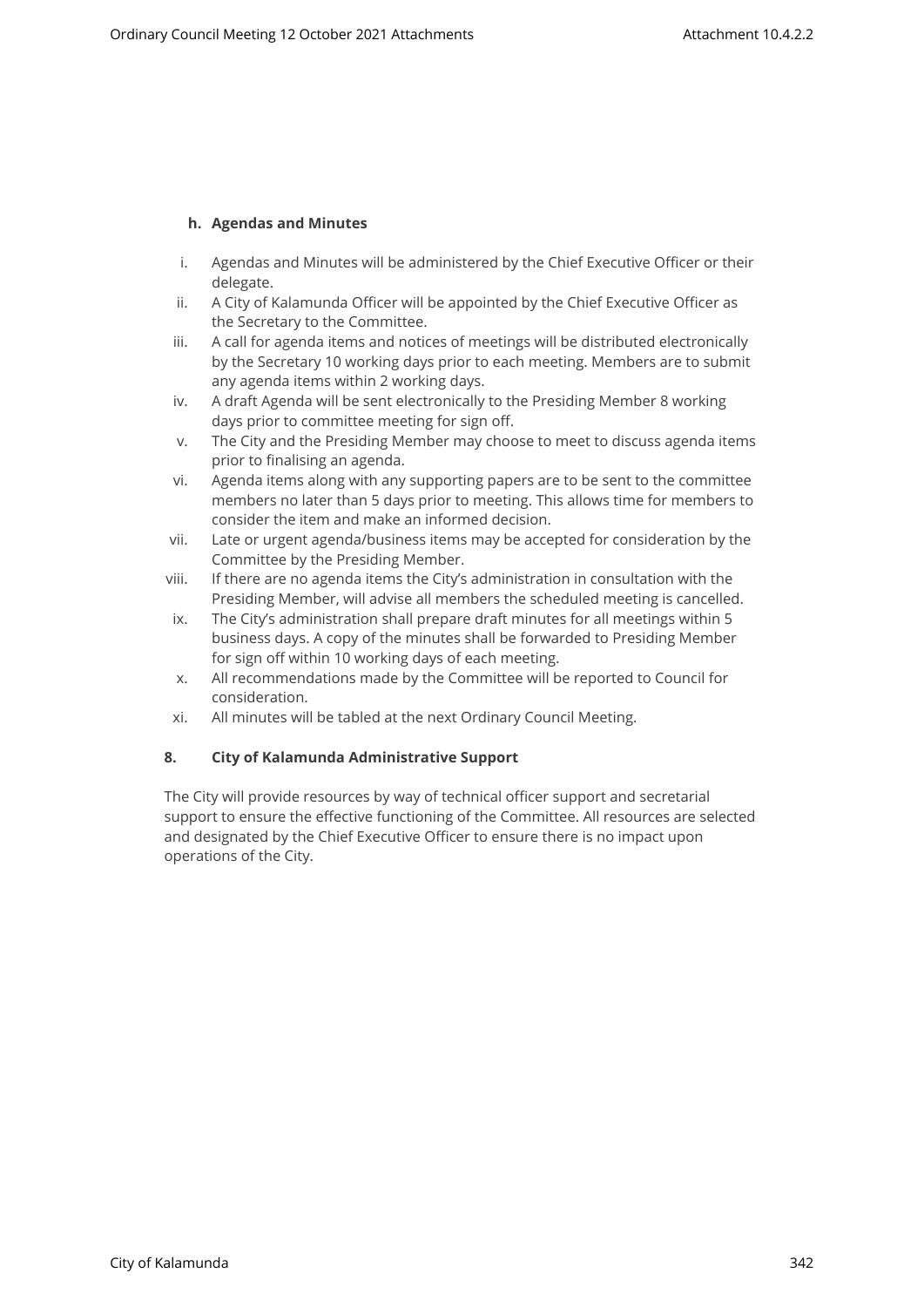#### h. Agendas and Minutes

i. Agendas and Minutes will be administered by the Chief Executive Officer or their delegate.
ii. A City of Kalamunda Officer will be appointed by the Chief Executive Officer as the Secretary to the Committee.
iii. A call for agenda items and notices of meetings will be distributed electronically by the Secretary 10 working days prior to each meeting. Members are to submit any agenda items within 2 working days.
iv. A draft Agenda will be sent electronically to the Presiding Member 8 working days prior to committee meeting for sign off.
v. The City and the Presiding Member may choose to meet to discuss agenda items prior to finalising an agenda.
vi. Agenda items along with any supporting papers are to be sent to the committee members no later than 5 days prior to meeting. This allows time for members to consider the item and make an informed decision.
vii. Late or urgent agenda/business items may be accepted for consideration by the Committee by the Presiding Member.
viii. If there are no agenda items the City's administration in consultation with the Presiding Member, will advise all members the scheduled meeting is cancelled.
ix. The City's administration shall prepare draft minutes for all meetings within 5 business days. A copy of the minutes shall be forwarded to Presiding Member for sign off within 10 working days of each meeting.
x. All recommendations made by the Committee will be reported to Council for consideration.
xi. All minutes will be tabled at the next Ordinary Council Meeting.

### 8. City of Kalamunda Administrative Support

The City will provide resources by way of technical officer support and secretarial support to ensure the effective functioning of the Committee. All resources are selected and designated by the Chief Executive Officer to ensure there is no impact upon operations of the City.